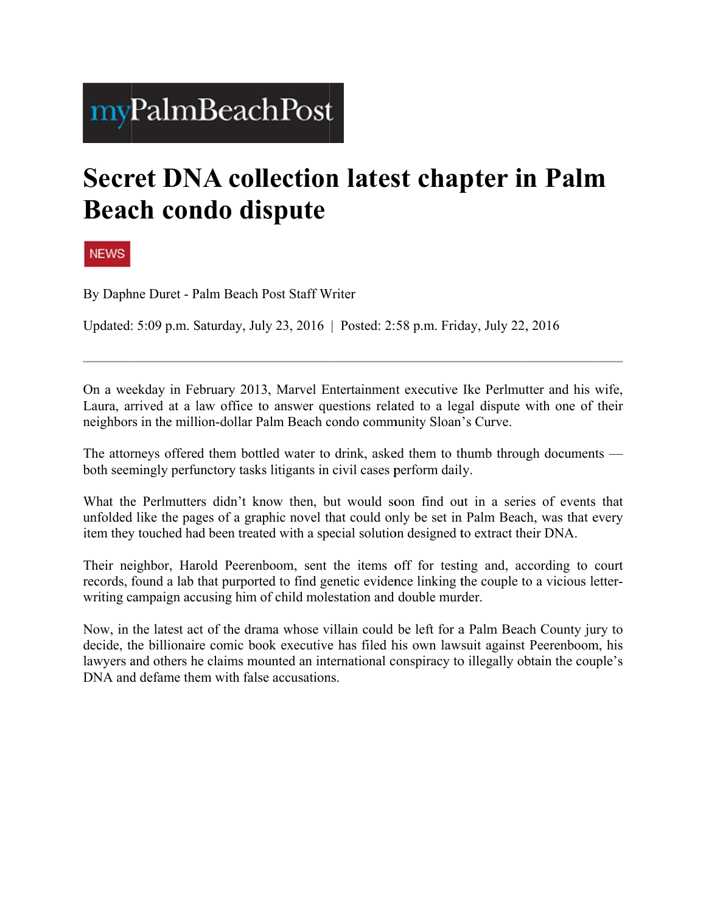myPalmBeachPost

# Secret DNA collection latest chapter in Palm Beach condo dispute

NEWS

By Daphne Duret - Palm Beach Post Staff Writer

Updated: 5:09 p.m. Saturday, July 23, 2016 | Posted: 2:58 p.m. Friday, July 22, 2016

---

On a weekday in February 2013, Marvel Entertainment executive Ike Perlmutter and his wife, Laura, arrived at a law office to answer questions related to a legal dispute with one of their neighbors in the million-dollar Palm Beach condo community Sloan's Curve.

The attorneys offered them bottled water to drink, asked them to thumb through documents — both seemingly perfunctory tasks litigants in civil cases perform daily.

What the Perlmutters didn't know then, but would soon find out in a series of events that unfolded like the pages of a graphic novel that could only be set in Palm Beach, was that every item they touched had been treated with a special solution designed to extract their DNA.

Their neighbor, Harold Peerenboom, sent the items off for testing and, according to court records, found a lab that purported to find genetic evidence linking the couple to a vicious letter-writing campaign accusing him of child molestation and double murder.

Now, in the latest act of the drama whose villain could be left for a Palm Beach County jury to decide, the billionaire comic book executive has filed his own lawsuit against Peerenboom, his lawyers and others he claims mounted an international conspiracy to illegally obtain the couple's DNA and defame them with false accusations.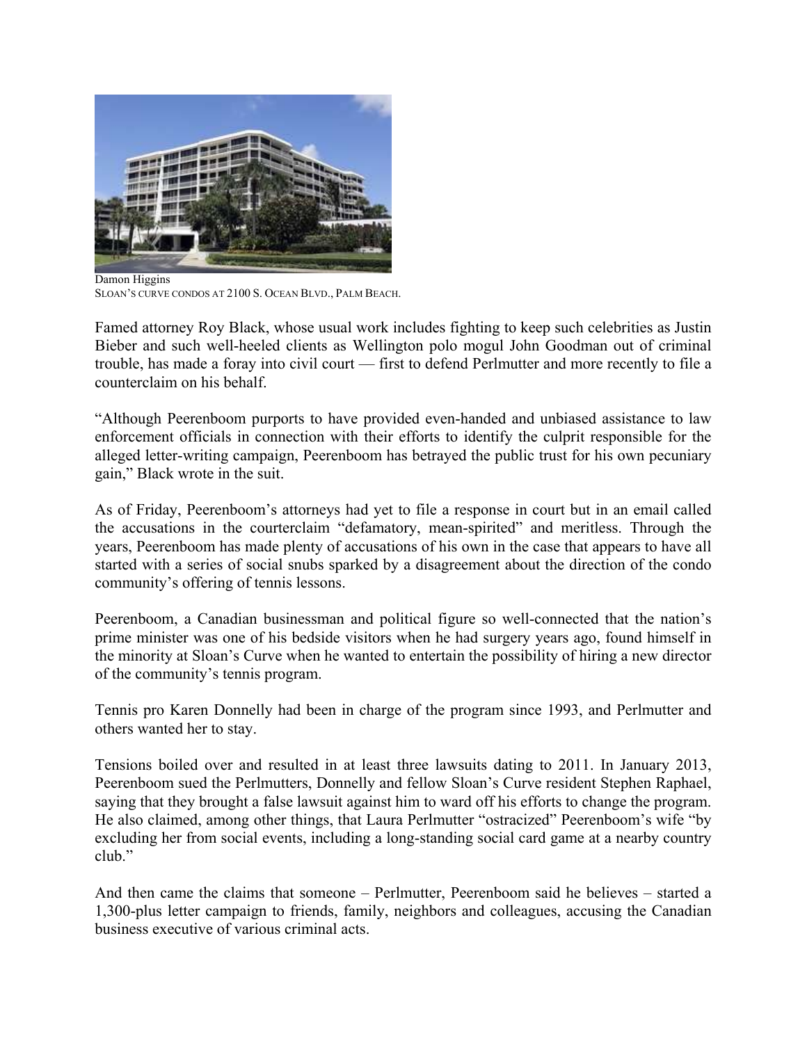Damon Higgins
SLOAN'S CURVE CONDOS AT 2100 S. OCEAN BLVD., PALM BEACH.

Famed attorney Roy Black, whose usual work includes fighting to keep such celebrities as Justin Bieber and such well-heeled clients as Wellington polo mogul John Goodman out of criminal trouble, has made a foray into civil court — first to defend Perlmutter and more recently to file a counterclaim on his behalf.

"Although Peerenboom purports to have provided even-handed and unbiased assistance to law enforcement officials in connection with their efforts to identify the culprit responsible for the alleged letter-writing campaign, Peerenboom has betrayed the public trust for his own pecuniary gain," Black wrote in the suit.

As of Friday, Peerenboom's attorneys had yet to file a response in court but in an email called the accusations in the courterclaim "defamatory, mean-spirited" and meritless. Through the years, Peerenboom has made plenty of accusations of his own in the case that appears to have all started with a series of social snubs sparked by a disagreement about the direction of the condo community's offering of tennis lessons.

Peerenboom, a Canadian businessman and political figure so well-connected that the nation's prime minister was one of his bedside visitors when he had surgery years ago, found himself in the minority at Sloan's Curve when he wanted to entertain the possibility of hiring a new director of the community's tennis program.

Tennis pro Karen Donnelly had been in charge of the program since 1993, and Perlmutter and others wanted her to stay.

Tensions boiled over and resulted in at least three lawsuits dating to 2011. In January 2013, Peerenboom sued the Perlmutters, Donnelly and fellow Sloan's Curve resident Stephen Raphael, saying that they brought a false lawsuit against him to ward off his efforts to change the program. He also claimed, among other things, that Laura Perlmutter "ostracized" Peerenboom's wife "by excluding her from social events, including a long-standing social card game at a nearby country club."

And then came the claims that someone – Perlmutter, Peerenboom said he believes – started a 1,300-plus letter campaign to friends, family, neighbors and colleagues, accusing the Canadian business executive of various criminal acts.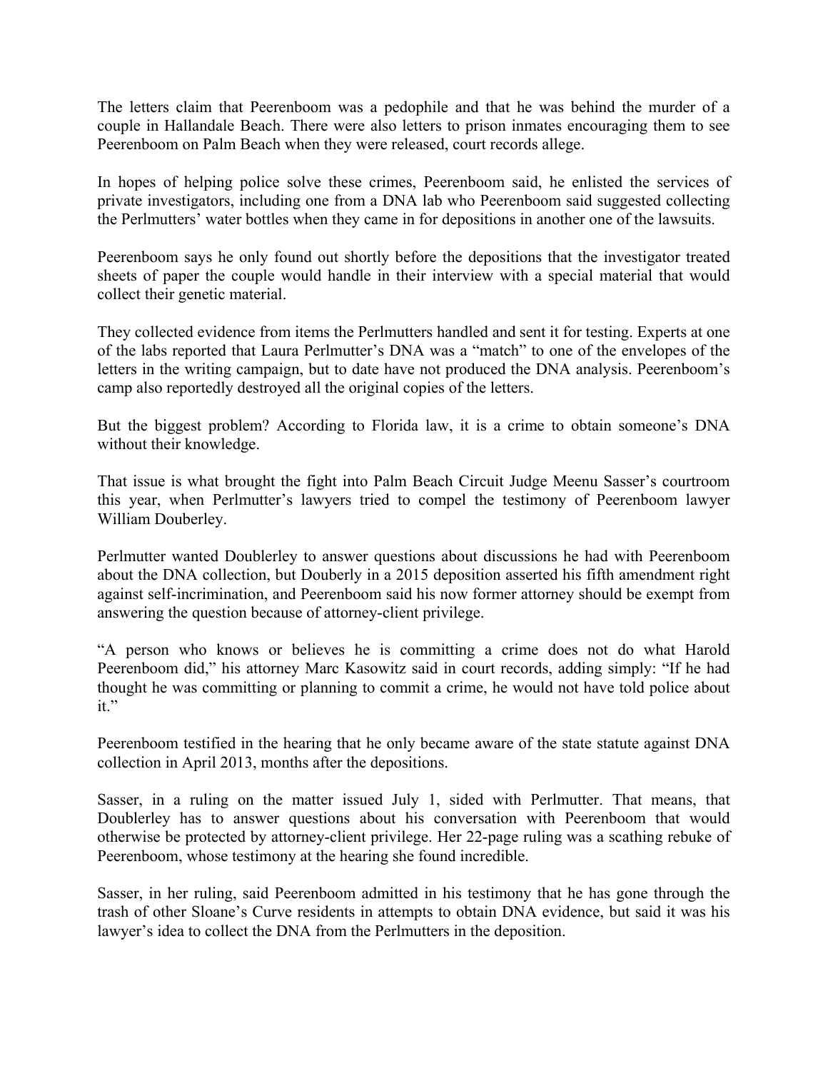The letters claim that Peerenboom was a pedophile and that he was behind the murder of a couple in Hallandale Beach. There were also letters to prison inmates encouraging them to see Peerenboom on Palm Beach when they were released, court records allege.

In hopes of helping police solve these crimes, Peerenboom said, he enlisted the services of private investigators, including one from a DNA lab who Peerenboom said suggested collecting the Perlmutters' water bottles when they came in for depositions in another one of the lawsuits.

Peerenboom says he only found out shortly before the depositions that the investigator treated sheets of paper the couple would handle in their interview with a special material that would collect their genetic material.

They collected evidence from items the Perlmutters handled and sent it for testing. Experts at one of the labs reported that Laura Perlmutter's DNA was a "match" to one of the envelopes of the letters in the writing campaign, but to date have not produced the DNA analysis. Peerenboom's camp also reportedly destroyed all the original copies of the letters.

But the biggest problem? According to Florida law, it is a crime to obtain someone's DNA without their knowledge.

That issue is what brought the fight into Palm Beach Circuit Judge Meenu Sasser's courtroom this year, when Perlmutter's lawyers tried to compel the testimony of Peerenboom lawyer William Douberley.

Perlmutter wanted Doublerley to answer questions about discussions he had with Peerenboom about the DNA collection, but Douberly in a 2015 deposition asserted his fifth amendment right against self-incrimination, and Peerenboom said his now former attorney should be exempt from answering the question because of attorney-client privilege.

"A person who knows or believes he is committing a crime does not do what Harold Peerenboom did," his attorney Marc Kasowitz said in court records, adding simply: "If he had thought he was committing or planning to commit a crime, he would not have told police about it."

Peerenboom testified in the hearing that he only became aware of the state statute against DNA collection in April 2013, months after the depositions.

Sasser, in a ruling on the matter issued July 1, sided with Perlmutter. That means, that Doublerley has to answer questions about his conversation with Peerenboom that would otherwise be protected by attorney-client privilege. Her 22-page ruling was a scathing rebuke of Peerenboom, whose testimony at the hearing she found incredible.

Sasser, in her ruling, said Peerenboom admitted in his testimony that he has gone through the trash of other Sloane's Curve residents in attempts to obtain DNA evidence, but said it was his lawyer's idea to collect the DNA from the Perlmutters in the deposition.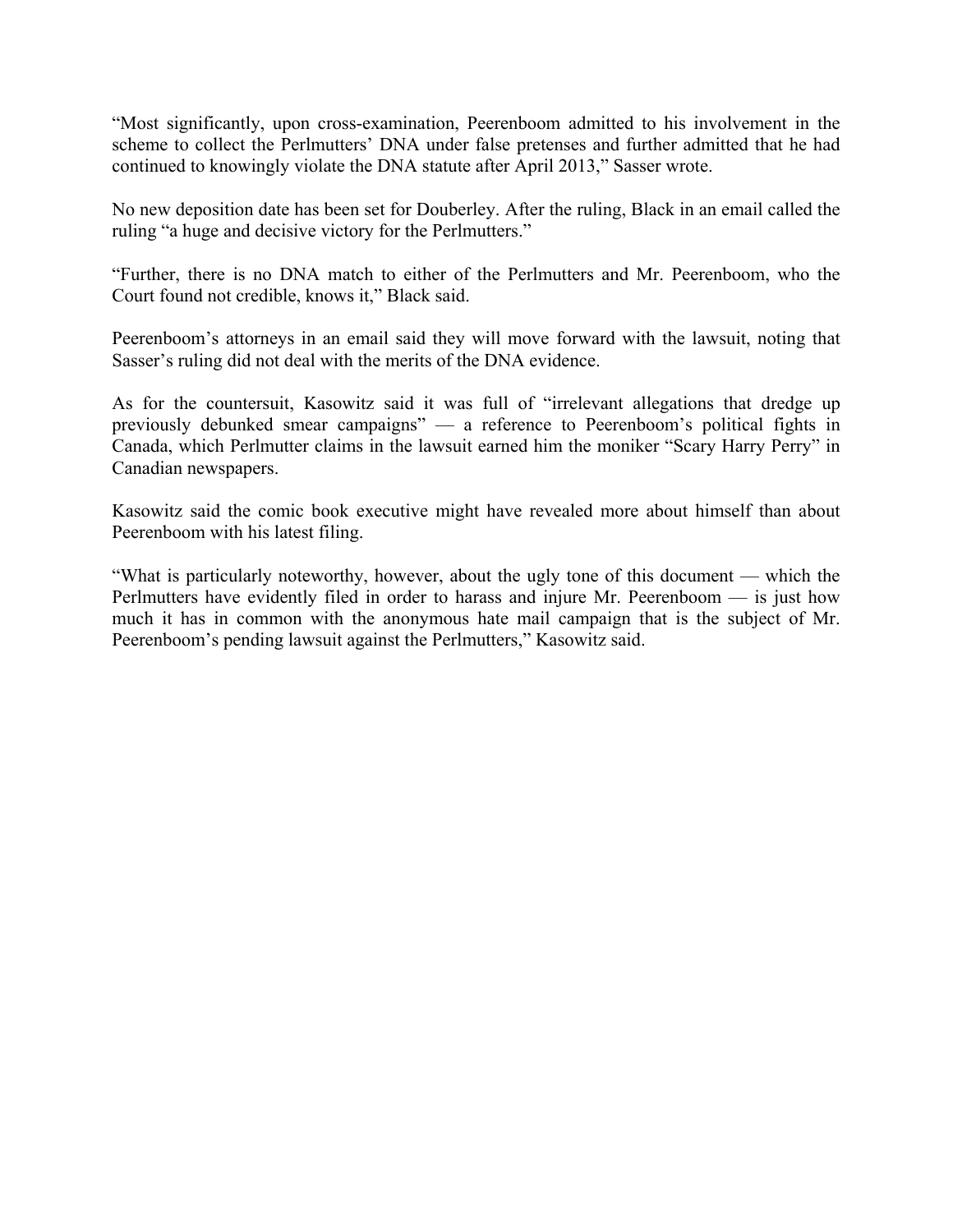"Most significantly, upon cross-examination, Peerenboom admitted to his involvement in the scheme to collect the Perlmutters' DNA under false pretenses and further admitted that he had continued to knowingly violate the DNA statute after April 2013," Sasser wrote.

No new deposition date has been set for Douberley. After the ruling, Black in an email called the ruling "a huge and decisive victory for the Perlmutters."

"Further, there is no DNA match to either of the Perlmutters and Mr. Peerenboom, who the Court found not credible, knows it," Black said.

Peerenboom's attorneys in an email said they will move forward with the lawsuit, noting that Sasser's ruling did not deal with the merits of the DNA evidence.

As for the countersuit, Kasowitz said it was full of "irrelevant allegations that dredge up previously debunked smear campaigns" — a reference to Peerenboom's political fights in Canada, which Perlmutter claims in the lawsuit earned him the moniker "Scary Harry Perry" in Canadian newspapers.

Kasowitz said the comic book executive might have revealed more about himself than about Peerenboom with his latest filing.

"What is particularly noteworthy, however, about the ugly tone of this document — which the Perlmutters have evidently filed in order to harass and injure Mr. Peerenboom — is just how much it has in common with the anonymous hate mail campaign that is the subject of Mr. Peerenboom's pending lawsuit against the Perlmutters," Kasowitz said.